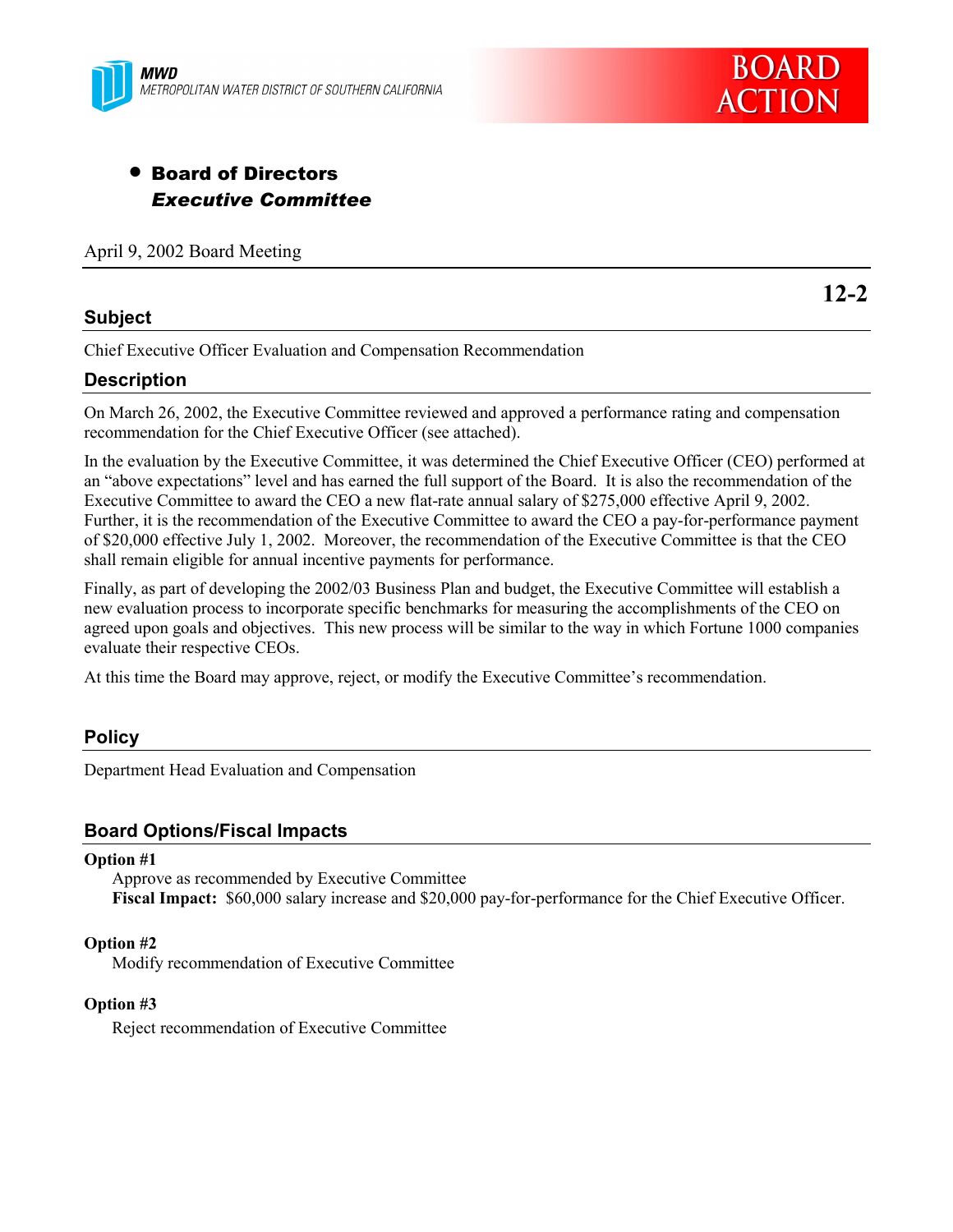MWD
METROPOLITAN WATER DISTRICT OF SOUTHERN CALIFORNIA

BOARD ACTION

- **Board of Directors**
  ***Executive Committee***

April 9, 2002 Board Meeting

**12-2**

## Subject

Chief Executive Officer Evaluation and Compensation Recommendation

## Description

On March 26, 2002, the Executive Committee reviewed and approved a performance rating and compensation recommendation for the Chief Executive Officer (see attached).

In the evaluation by the Executive Committee, it was determined the Chief Executive Officer (CEO) performed at an "above expectations" level and has earned the full support of the Board. It is also the recommendation of the Executive Committee to award the CEO a new flat-rate annual salary of $275,000 effective April 9, 2002. Further, it is the recommendation of the Executive Committee to award the CEO a pay-for-performance payment of $20,000 effective July 1, 2002. Moreover, the recommendation of the Executive Committee is that the CEO shall remain eligible for annual incentive payments for performance.

Finally, as part of developing the 2002/03 Business Plan and budget, the Executive Committee will establish a new evaluation process to incorporate specific benchmarks for measuring the accomplishments of the CEO on agreed upon goals and objectives. This new process will be similar to the way in which Fortune 1000 companies evaluate their respective CEOs.

At this time the Board may approve, reject, or modify the Executive Committee's recommendation.

## Policy

Department Head Evaluation and Compensation

## Board Options/Fiscal Impacts

**Option #1**

Approve as recommended by Executive Committee
**Fiscal Impact:** $60,000 salary increase and $20,000 pay-for-performance for the Chief Executive Officer.

**Option #2**

Modify recommendation of Executive Committee

**Option #3**

Reject recommendation of Executive Committee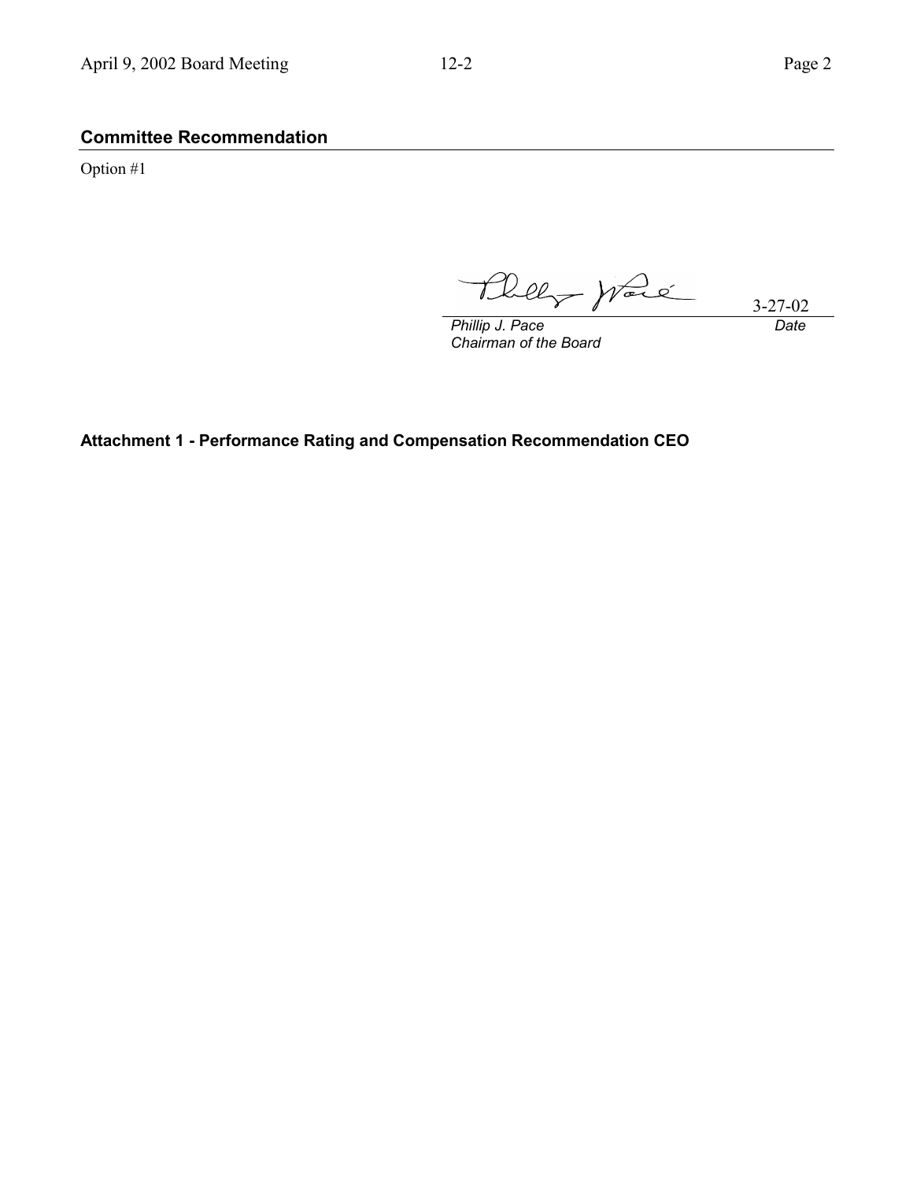## Committee Recommendation

Option #1

3-27-02

*Phillip J. Pace*
*Chairman of the Board*

*Date*

**Attachment 1 - Performance Rating and Compensation Recommendation CEO**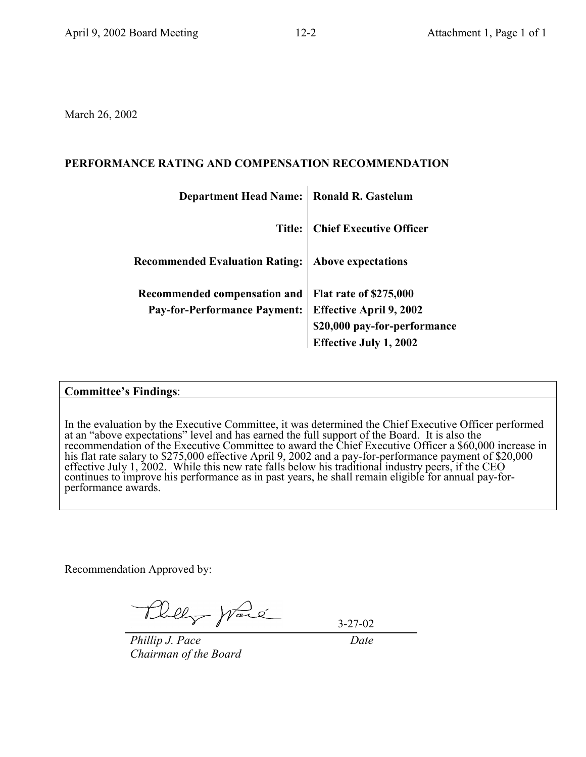March 26, 2002

## PERFORMANCE RATING AND COMPENSATION RECOMMENDATION

| | |
|---|---|
| **Department Head Name:** | **Ronald R. Gastelum** |
| **Title:** | **Chief Executive Officer** |
| **Recommended Evaluation Rating:** | **Above expectations** |
| **Recommended compensation and Pay-for-Performance Payment:** | **Flat rate of $275,000 Effective April 9, 2002 $20,000 pay-for-performance Effective July 1, 2002** |

**Committee's Findings**:

In the evaluation by the Executive Committee, it was determined the Chief Executive Officer performed at an "above expectations" level and has earned the full support of the Board. It is also the recommendation of the Executive Committee to award the Chief Executive Officer a $60,000 increase in his flat rate salary to $275,000 effective April 9, 2002 and a pay-for-performance payment of $20,000 effective July 1, 2002. While this new rate falls below his traditional industry peers, if the CEO continues to improve his performance as in past years, he shall remain eligible for annual pay-for-performance awards.

Recommendation Approved by:

3-27-02

*Phillip J. Pace* — *Date*
*Chairman of the Board*